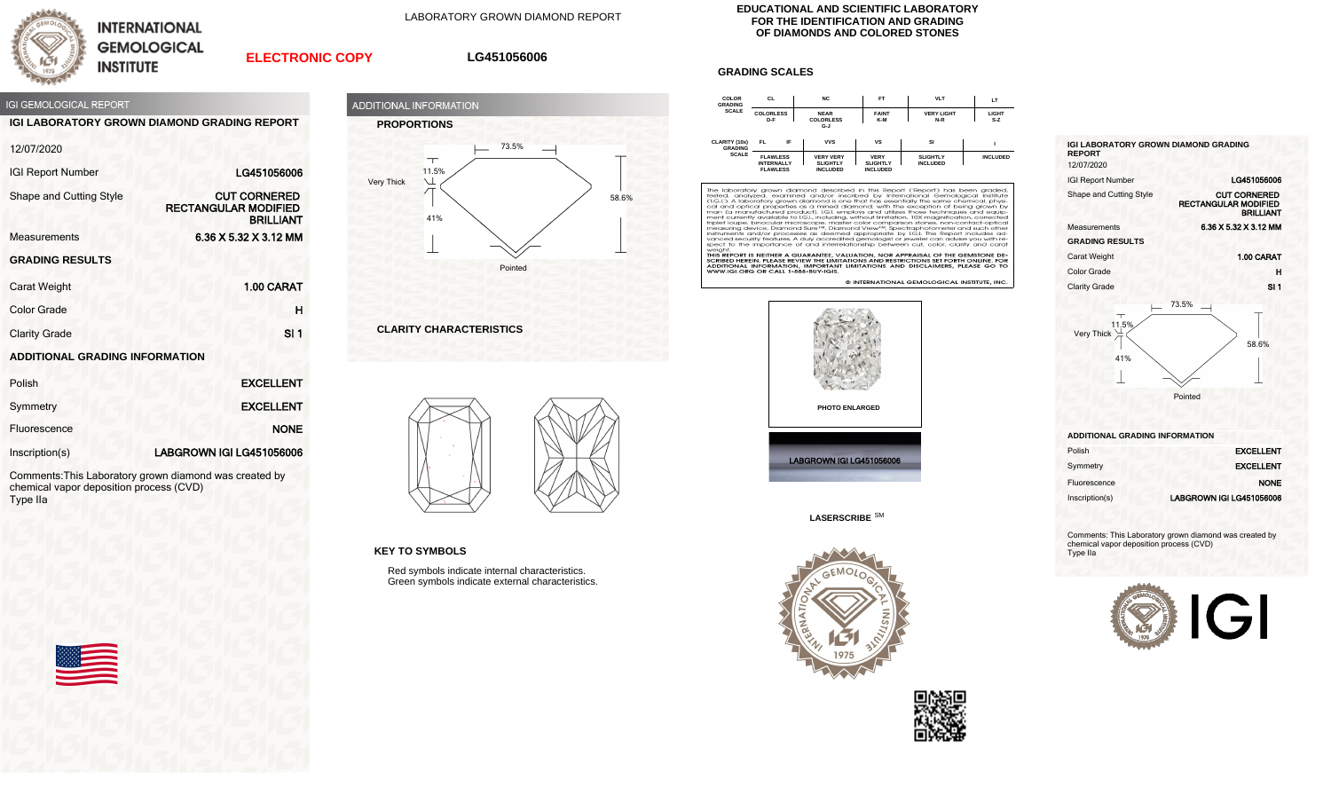# INTERNATIONAL GEMOLOGICAL INSTITUTE

**ELECTRONIC COPY**

LABORATORY GROWN DIAMOND REPORT

**LG451056006**

EDUCATIONAL AND SCIENTIFIC LABORATORY FOR THE IDENTIFICATION AND GRADING OF DIAMONDS AND COLORED STONES

## IGI GEMOLOGICAL REPORT

### IGI LABORATORY GROWN DIAMOND GRADING REPORT

12/07/2020

| | |
|---|---|
| IGI Report Number | LG451056006 |
| Shape and Cutting Style | CUT CORNERED RECTANGULAR MODIFIED BRILLIANT |
| Measurements | 6.36 X 5.32 X 3.12 MM |

### GRADING RESULTS

| | |
|---|---|
| Carat Weight | 1.00 CARAT |
| Color Grade | H |
| Clarity Grade | SI 1 |

### ADDITIONAL GRADING INFORMATION

| | |
|---|---|
| Polish | EXCELLENT |
| Symmetry | EXCELLENT |
| Fluorescence | NONE |
| Inscription(s) | LABGROWN IGI LG451056006 |

Comments: This Laboratory grown diamond was created by chemical vapor deposition process (CVD)
Type IIa

## ADDITIONAL INFORMATION

### PROPORTIONS

73.5%
11.5%
Very Thick
41%
58.6%
Pointed

### CLARITY CHARACTERISTICS

### KEY TO SYMBOLS

Red symbols indicate internal characteristics.
Green symbols indicate external characteristics.

## GRADING SCALES

| COLOR GRADING SCALE | CL | NC | FT | VLT | LT |
|---|---|---|---|---|---|
| | COLORLESS D-F | NEAR COLORLESS G-J | FAINT K-M | VERY LIGHT N-R | LIGHT S-Z |

| CLARITY (10x) GRADING SCALE | FL | IF | VVS | VS | SI | I |
|---|---|---|---|---|---|---|
| | FLAWLESS | INTERNALLY FLAWLESS | VERY VERY SLIGHTLY INCLUDED | VERY SLIGHTLY INCLUDED | SLIGHTLY INCLUDED | INCLUDED |

The laboratory grown diamond described in this Report ('Report') has been graded, tested, analyzed, examined and/or inscribed by International Gemological Institute (I.G.I.). A laboratory grown diamond is one that has essentially the same chemical, physical and optical properties as a mined diamond, with the exception of being grown by man (a manufactured product). I.G.I. employs and utilizes those techniques and equipment currently available to I.G.I., including, without limitation, 10X magnification, corrected triplet loupe, binocular microscope, master color comparison stones, non-contact-optical measuring device, Diamond Sure™, Diamond View™, Spectrophotometer and such other instruments and/or processes as deemed appropriate by I.G.I. This Report includes advanced security features. A duly accredited gemologist or jeweler can advise you with respect to the importance of and interrelationship between cut, color, clarity and carat weight.

**THIS REPORT IS NEITHER A GUARANTEE, VALUATION, NOR APPRAISAL OF THE GEMSTONE DESCRIBED HEREIN. PLEASE REVIEW THE LIMITATIONS AND RESTRICTIONS SET FORTH ONLINE. FOR ADDITIONAL INFORMATION, IMPORTANT LIMITATIONS AND DISCLAIMERS, PLEASE GO TO WWW.IGI.ORG OR CALL 1-888-BUY-IGIS.**

© INTERNATIONAL GEMOLOGICAL INSTITUTE, INC.

PHOTO ENLARGED

LABGROWN IGI LG451056006

LASERSCRIBE ℠

## IGI LABORATORY GROWN DIAMOND GRADING REPORT

12/07/2020

| | |
|---|---|
| IGI Report Number | LG451056006 |
| Shape and Cutting Style | CUT CORNERED RECTANGULAR MODIFIED BRILLIANT |
| Measurements | 6.36 X 5.32 X 3.12 MM |

### GRADING RESULTS

| | |
|---|---|
| Carat Weight | 1.00 CARAT |
| Color Grade | H |
| Clarity Grade | SI 1 |

73.5%
11.5%
Very Thick
41%
58.6%
Pointed

### ADDITIONAL GRADING INFORMATION

| | |
|---|---|
| Polish | EXCELLENT |
| Symmetry | EXCELLENT |
| Fluorescence | NONE |
| Inscription(s) | LABGROWN IGI LG451056006 |

Comments: This Laboratory grown diamond was created by chemical vapor deposition process (CVD)
Type IIa

IGI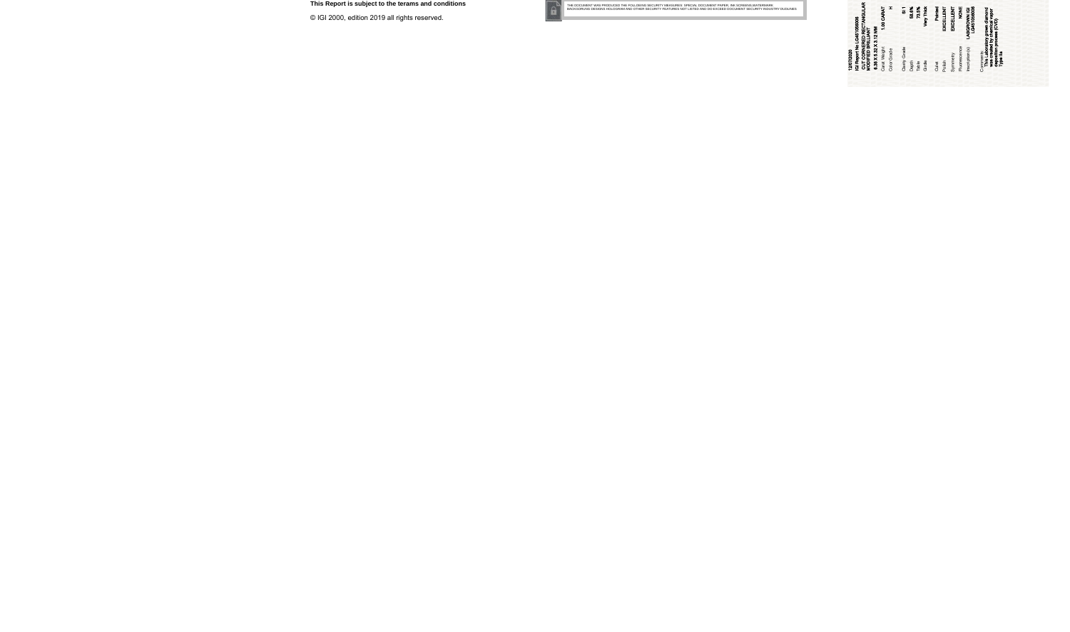**This Report is subject to the terams and conditions**

© IGI 2000, edition 2019 all rights reserved.

THE DOCUMENT WAS PRODUCED THE FOLLOWING SECURITY MEASURES: SPECIAL DOCUMENT PAPER, INK SCREENS,WATERMARK BACKGORUND DESIGNS HOLOGRAM AND OTHER SECURITY FEATURES NOT LISTED AND DO EXCEED DOCUMENT SECURITY INDUSTRY DUDLINES

12/07/2020
IGI Report No LG451056606
CUT CORNERED RECTANGULAR MODIFIED BRILLIANT
6.36 X 5.32 X 3.12 MM

| | |
|---|---|
| Carat Weight | 1.00 CARAT |
| Color Grade | H |
| Clarity Grade | SI 1 |
| Depth | 58.6% |
| Table | 71.5% |
| Girdle | Very Thick |
| Culet | Pointed |
| Polish | EXCELLENT |
| Symmetry | EXCELLENT |
| Fluorescence | NONE |
| Inscription(s) | LABGROWN IGI LG451056606 |

Comments:
This Laboratory grown diamond was created by chemical vapor deposition process (CVD)
Type IIa